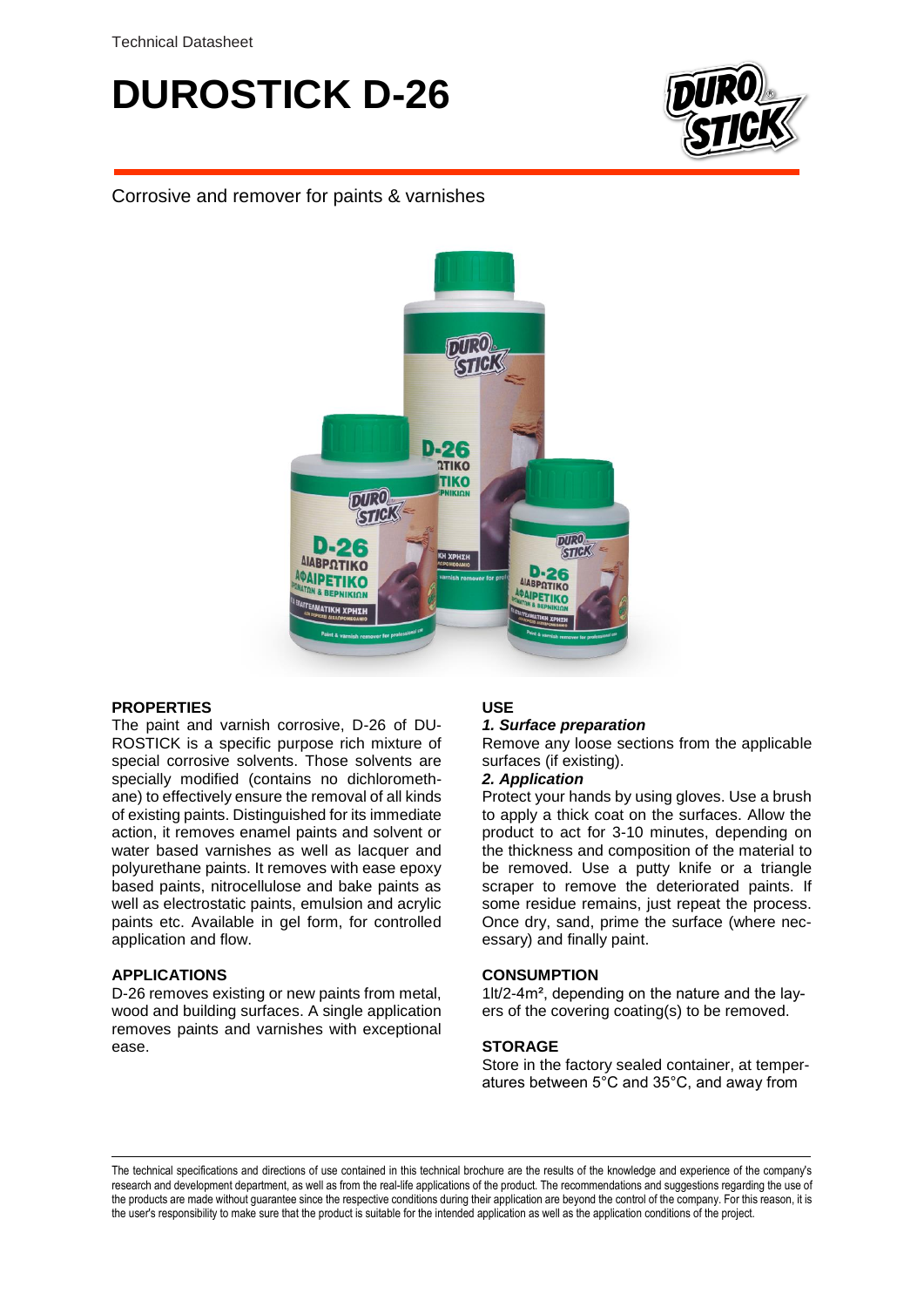Technical Datasheet

# DUROSTICK D-26

Corrosive and remover for paints & varnishes

## PROPERTIES

The paint and varnish corrosive, D-26 of DUROSTICK is a specific purpose rich mixture of special corrosive solvents. Those solvents are specially modified (contains no dichloromethane) to effectively ensure the removal of all kinds of existing paints. Distinguished for its immediate action, it removes enamel paints and solvent or water based varnishes as well as lacquer and polyurethane paints. It removes with ease epoxy based paints, nitrocellulose and bake paints as well as electrostatic paints, emulsion and acrylic paints etc. Available in gel form, for controlled application and flow.

## APPLICATIONS

D-26 removes existing or new paints from metal, wood and building surfaces. A single application removes paints and varnishes with exceptional ease.

## USE

***1. Surface preparation***

Remove any loose sections from the applicable surfaces (if existing).

***2. Application***

Protect your hands by using gloves. Use a brush to apply a thick coat on the surfaces. Allow the product to act for 3-10 minutes, depending on the thickness and composition of the material to be removed. Use a putty knife or a triangle scraper to remove the deteriorated paints. If some residue remains, just repeat the process. Once dry, sand, prime the surface (where necessary) and finally paint.

## CONSUMPTION

1lt/2-4m², depending on the nature and the layers of the covering coating(s) to be removed.

## STORAGE

Store in the factory sealed container, at temperatures between 5°C and 35°C, and away from

The technical specifications and directions of use contained in this technical brochure are the results of the knowledge and experience of the company's research and development department, as well as from the real-life applications of the product. The recommendations and suggestions regarding the use of the products are made without guarantee since the respective conditions during their application are beyond the control of the company. For this reason, it is the user's responsibility to make sure that the product is suitable for the intended application as well as the application conditions of the project.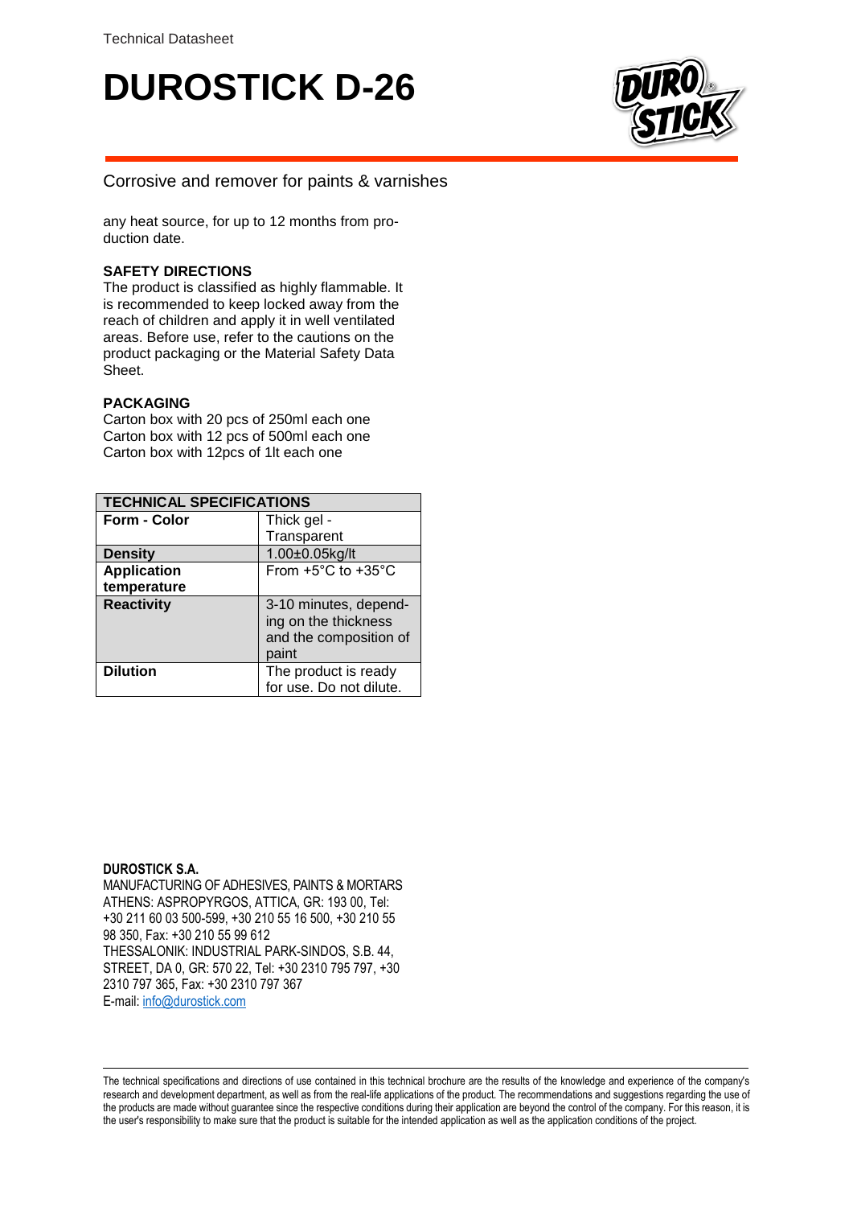# DUROSTICK D-26

Corrosive and remover for paints & varnishes

any heat source, for up to 12 months from production date.

**SAFETY DIRECTIONS**

The product is classified as highly flammable. It is recommended to keep locked away from the reach of children and apply it in well ventilated areas. Before use, refer to the cautions on the product packaging or the Material Safety Data Sheet.

**PACKAGING**

Carton box with 20 pcs of 250ml each one
Carton box with 12 pcs of 500ml each one
Carton box with 12pcs of 1lt each one

| TECHNICAL SPECIFICATIONS | |
|---|---|
| **Form - Color** | Thick gel - Transparent |
| **Density** | 1.00±0.05kg/lt |
| **Application temperature** | From +5°C to +35°C |
| **Reactivity** | 3-10 minutes, depending on the thickness and the composition of paint |
| **Dilution** | The product is ready for use. Do not dilute. |

**DUROSTICK S.A.**
MANUFACTURING OF ADHESIVES, PAINTS & MORTARS
ATHENS: ASPROPYRGOS, ATTICA, GR: 193 00, Tel: +30 211 60 03 500-599, +30 210 55 16 500, +30 210 55 98 350, Fax: +30 210 55 99 612
THESSALONIK: INDUSTRIAL PARK-SINDOS, S.B. 44, STREET, DA 0, GR: 570 22, Tel: +30 2310 795 797, +30 2310 797 365, Fax: +30 2310 797 367
E-mail: info@durostick.com

The technical specifications and directions of use contained in this technical brochure are the results of the knowledge and experience of the company's research and development department, as well as from the real-life applications of the product. The recommendations and suggestions regarding the use of the products are made without guarantee since the respective conditions during their application are beyond the control of the company. For this reason, it is the user's responsibility to make sure that the product is suitable for the intended application as well as the application conditions of the project.